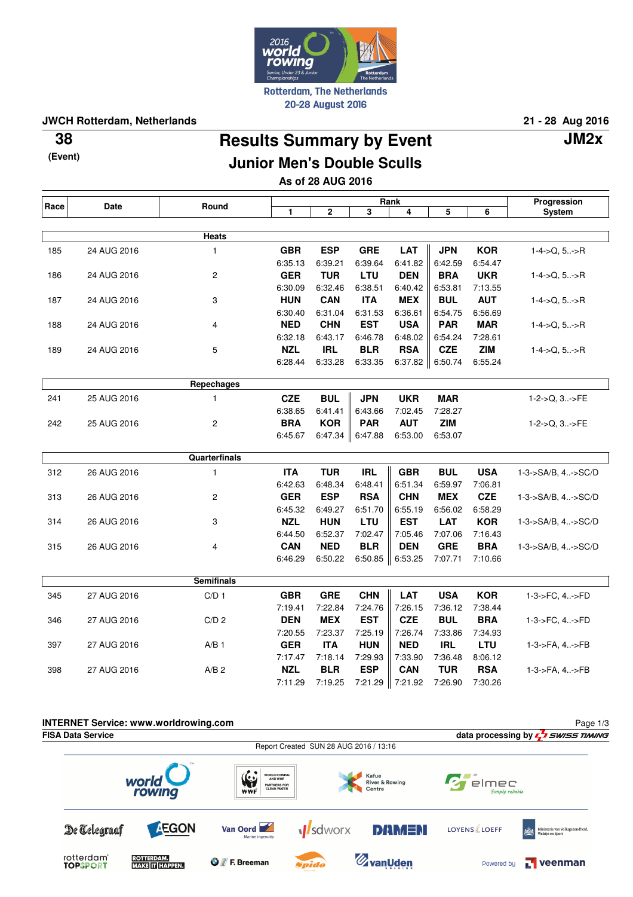Rotterdam, The Netherlands
20-28 August 2016

**JWCH Rotterdam, Netherlands** — **21 - 28 Aug 2016**

**38** (Event)

# Results Summary by Event

**JM2x**

## Junior Men's Double Sculls

**As of 28 AUG 2016**

| Race | Date | Round | Rank 1 | 2 | 3 | 4 | 5 | 6 | Progression System |
|---|---|---|---|---|---|---|---|---|---|
| | | **Heats** | | | | | | | |
| 185 | 24 AUG 2016 | 1 | GBR 6:35.13 | ESP 6:39.21 | GRE 6:39.64 | LAT 6:41.82 | JPN 6:42.59 | KOR 6:54.47 | 1-4->Q, 5..->R |
| 186 | 24 AUG 2016 | 2 | GER 6:30.09 | TUR 6:32.46 | LTU 6:38.51 | DEN 6:40.42 | BRA 6:53.81 | UKR 7:13.55 | 1-4->Q, 5..->R |
| 187 | 24 AUG 2016 | 3 | HUN 6:30.40 | CAN 6:31.04 | ITA 6:31.53 | MEX 6:36.61 | BUL 6:54.75 | AUT 6:56.69 | 1-4->Q, 5..->R |
| 188 | 24 AUG 2016 | 4 | NED 6:32.18 | CHN 6:43.17 | EST 6:46.78 | USA 6:48.02 | PAR 6:54.24 | MAR 7:28.61 | 1-4->Q, 5..->R |
| 189 | 24 AUG 2016 | 5 | NZL 6:28.44 | IRL 6:33.28 | BLR 6:33.35 | RSA 6:37.82 | CZE 6:50.74 | ZIM 6:55.24 | 1-4->Q, 5..->R |
| | | **Repechages** | | | | | | | |
| 241 | 25 AUG 2016 | 1 | CZE 6:38.65 | BUL 6:41.41 | JPN 6:43.66 | UKR 7:02.45 | MAR 7:28.27 | | 1-2->Q, 3..->FE |
| 242 | 25 AUG 2016 | 2 | BRA 6:45.67 | KOR 6:47.34 | PAR 6:47.88 | AUT 6:53.00 | ZIM 6:53.07 | | 1-2->Q, 3..->FE |
| | | **Quarterfinals** | | | | | | | |
| 312 | 26 AUG 2016 | 1 | ITA 6:42.63 | TUR 6:48.34 | IRL 6:48.41 | GBR 6:51.34 | BUL 6:59.97 | USA 7:06.81 | 1-3->SA/B, 4..->SC/D |
| 313 | 26 AUG 2016 | 2 | GER 6:45.32 | ESP 6:49.27 | RSA 6:51.70 | CHN 6:55.19 | MEX 6:56.02 | CZE 6:58.29 | 1-3->SA/B, 4..->SC/D |
| 314 | 26 AUG 2016 | 3 | NZL 6:44.50 | HUN 6:52.37 | LTU 7:02.47 | EST 7:05.46 | LAT 7:07.06 | KOR 7:16.43 | 1-3->SA/B, 4..->SC/D |
| 315 | 26 AUG 2016 | 4 | CAN 6:46.29 | NED 6:50.22 | BLR 6:50.85 | DEN 6:53.25 | GRE 7:07.71 | BRA 7:10.66 | 1-3->SA/B, 4..->SC/D |
| | | **Semifinals** | | | | | | | |
| 345 | 27 AUG 2016 | C/D 1 | GBR 7:19.41 | GRE 7:22.84 | CHN 7:24.76 | LAT 7:26.15 | USA 7:36.12 | KOR 7:38.44 | 1-3->FC, 4..->FD |
| 346 | 27 AUG 2016 | C/D 2 | DEN 7:20.55 | MEX 7:23.37 | EST 7:25.19 | CZE 7:26.74 | BUL 7:33.86 | BRA 7:34.93 | 1-3->FC, 4..->FD |
| 397 | 27 AUG 2016 | A/B 1 | GER 7:17.47 | ITA 7:18.14 | HUN 7:29.93 | NED 7:33.90 | IRL 7:36.48 | LTU 8:06.12 | 1-3->FA, 4..->FB |
| 398 | 27 AUG 2016 | A/B 2 | NZL 7:11.29 | BLR 7:19.25 | ESP 7:21.29 | CAN 7:21.92 | TUR 7:26.90 | RSA 7:30.26 | 1-3->FA, 4..->FB |

**INTERNET Service: www.worldrowing.com**

**FISA Data Service** — **data processing by SWISS TIMING**

Report Created SUN 28 AUG 2016 / 13:16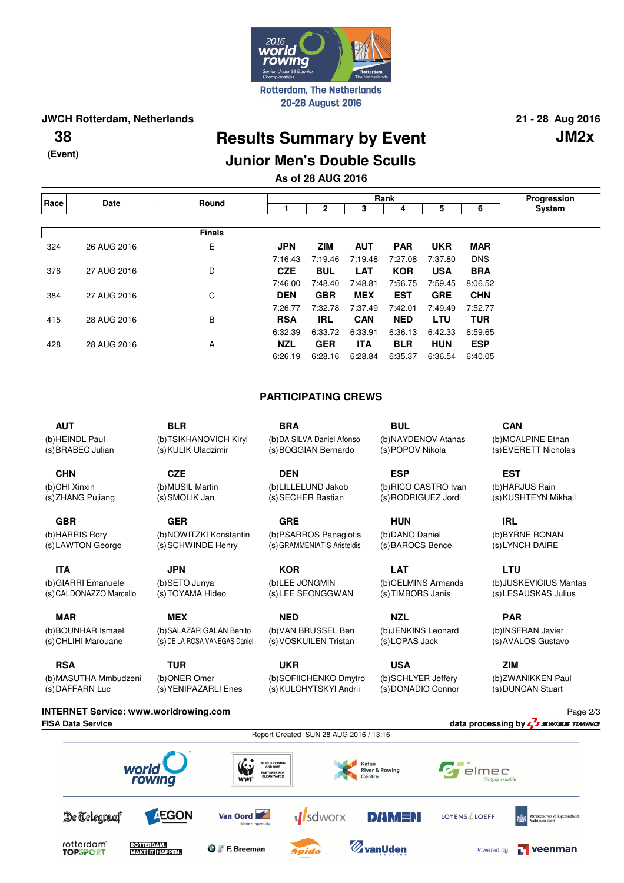Rotterdam, The Netherlands
20-28 August 2016

**JWCH Rotterdam, Netherlands** **21 - 28 Aug 2016**

**38**
(Event)

# Results Summary by Event

**JM2x**

## Junior Men's Double Sculls

### As of 28 AUG 2016

| Race | Date | Round | Rank 1 | 2 | 3 | 4 | 5 | 6 | Progression System |
|---|---|---|---|---|---|---|---|---|---|
| | | **Finals** | | | | | | | |
| 324 | 26 AUG 2016 | E | **JPN** | **ZIM** | **AUT** | **PAR** | **UKR** | **MAR** | |
| | | | 7:16.43 | 7:19.46 | 7:19.48 | 7:27.08 | 7:37.80 | DNS | |
| 376 | 27 AUG 2016 | D | **CZE** | **BUL** | **LAT** | **KOR** | **USA** | **BRA** | |
| | | | 7:46.00 | 7:48.40 | 7:48.81 | 7:56.75 | 7:59.45 | 8:06.52 | |
| 384 | 27 AUG 2016 | C | **DEN** | **GBR** | **MEX** | **EST** | **GRE** | **CHN** | |
| | | | 7:26.77 | 7:32.78 | 7:37.49 | 7:42.01 | 7:49.49 | 7:52.77 | |
| 415 | 28 AUG 2016 | B | **RSA** | **IRL** | **CAN** | **NED** | **LTU** | **TUR** | |
| | | | 6:32.39 | 6:33.72 | 6:33.91 | 6:36.13 | 6:42.33 | 6:59.65 | |
| 428 | 28 AUG 2016 | A | **NZL** | **GER** | **ITA** | **BLR** | **HUN** | **ESP** | |
| | | | 6:26.19 | 6:28.16 | 6:28.84 | 6:35.37 | 6:36.54 | 6:40.05 | |

## PARTICIPATING CREWS

**AUT**
(b) HEINDL Paul
(s) BRABEC Julian

**BLR**
(b) TSIKHANOVICH Kiryl
(s) KULIK Uladzimir

**BRA**
(b) DA SILVA Daniel Afonso
(s) BOGGIAN Bernardo

**BUL**
(b) NAYDENOV Atanas
(s) POPOV Nikola

**CAN**
(b) MCALPINE Ethan
(s) EVERETT Nicholas

**CHN**
(b) CHI Xinxin
(s) ZHANG Pujiang

**CZE**
(b) MUSIL Martin
(s) SMOLIK Jan

**DEN**
(b) LILLELUND Jakob
(s) SECHER Bastian

**ESP**
(b) RICO CASTRO Ivan
(s) RODRIGUEZ Jordi

**EST**
(b) HARJUS Rain
(s) KUSHTEYN Mikhail

**GBR**
(b) HARRIS Rory
(s) LAWTON George

**GER**
(b) NOWITZKI Konstantin
(s) SCHWINDE Henry

**GRE**
(b) PSARROS Panagiotis
(s) GRAMMENIATIS Aristeidis

**HUN**
(b) DANO Daniel
(s) BAROCS Bence

**IRL**
(b) BYRNE RONAN
(s) LYNCH DAIRE

**ITA**
(b) GIARRI Emanuele
(s) CALDONAZZO Marcello

**JPN**
(b) SETO Junya
(s) TOYAMA Hideo

**KOR**
(b) LEE JONGMIN
(s) LEE SEONGGWAN

**LAT**
(b) CELMINS Armands
(s) TIMBORS Janis

**LTU**
(b) JUSKEVICIUS Mantas
(s) LESAUSKAS Julius

**MAR**
(b) BOUNHAR Ismael
(s) CHLIHI Marouane

**MEX**
(b) SALAZAR GALAN Benito
(s) DE LA ROSA VANEGAS Daniel

**NED**
(b) VAN BRUSSEL Ben
(s) VOSKUILEN Tristan

**NZL**
(b) JENKINS Leonard
(s) LOPAS Jack

**PAR**
(b) INSFRAN Javier
(s) AVALOS Gustavo

**RSA**
(b) MASUTHA Mmbudzeni
(s) DAFFARN Luc

**TUR**
(b) ONER Omer
(s) YENIPAZARLI Enes

**UKR**
(b) SOFIICHENKO Dmytro
(s) KULCHYTSKYI Andrii

**USA**
(b) SCHLYER Jeffery
(s) DONADIO Connor

**ZIM**
(b) ZWANIKKEN Paul
(s) DUNCAN Stuart

**INTERNET Service: www.worldrowing.com**
**FISA Data Service** — data processing by SWISS TIMING
Report Created SUN 28 AUG 2016 / 13:16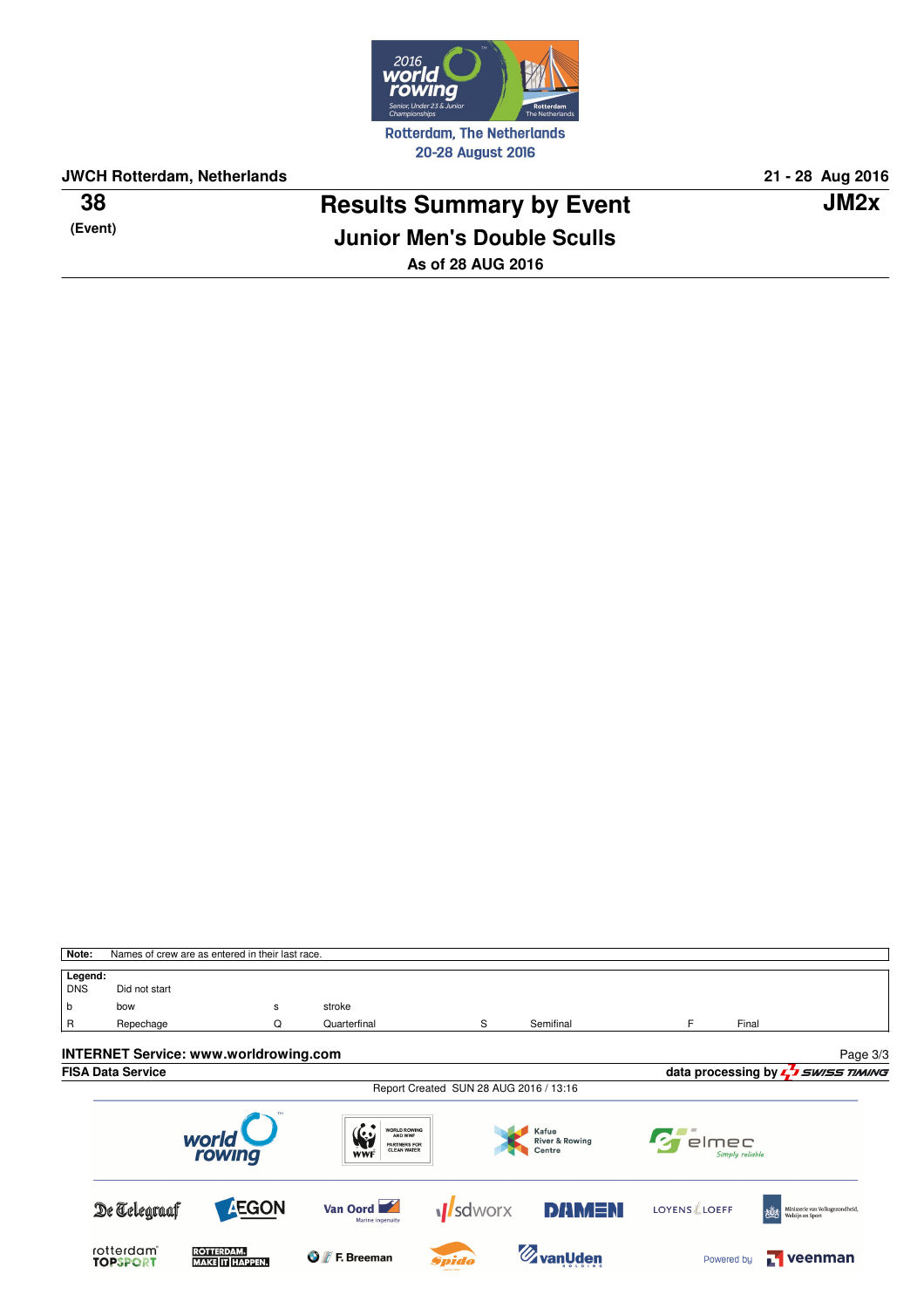JWCH Rotterdam, Netherlands

21 - 28 Aug 2016

38
(Event)

# Results Summary by Event

## Junior Men's Double Sculls

**As of 28 AUG 2016**

**JM2x**

| Note: | Names of crew are as entered in their last race. |
|---|---|

**Legend:**

| | | | | | | | |
|---|---|---|---|---|---|---|---|
| DNS | Did not start | | | | | | |
| b | bow | s | stroke | | | | |
| R | Repechage | Q | Quarterfinal | S | Semifinal | F | Final |

INTERNET Service: www.worldrowing.com

FISA Data Service

data processing by SWISS TIMING

Report Created SUN 28 AUG 2016 / 13:16